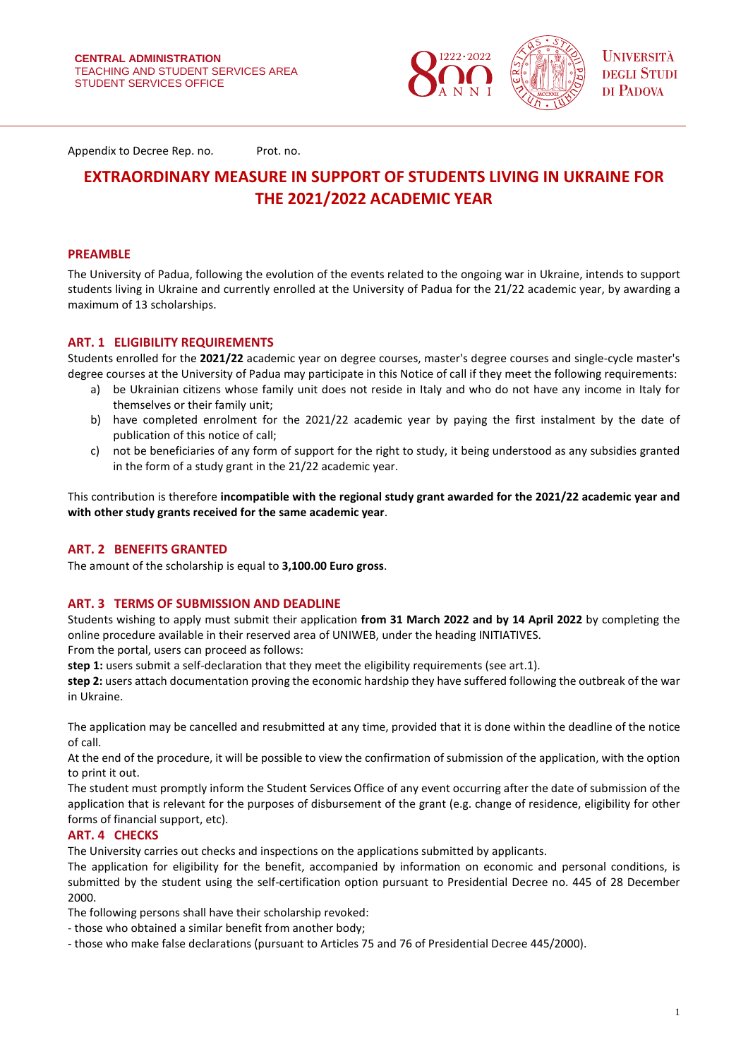CENTRAL ADMINISTRATION
TEACHING AND STUDENT SERVICES AREA
STUDENT SERVICES OFFICE

Appendix to Decree Rep. no. Prot. no.

# EXTRAORDINARY MEASURE IN SUPPORT OF STUDENTS LIVING IN UKRAINE FOR THE 2021/2022 ACADEMIC YEAR

## PREAMBLE

The University of Padua, following the evolution of the events related to the ongoing war in Ukraine, intends to support students living in Ukraine and currently enrolled at the University of Padua for the 21/22 academic year, by awarding a maximum of 13 scholarships.

## ART. 1 ELIGIBILITY REQUIREMENTS

Students enrolled for the **2021/22** academic year on degree courses, master's degree courses and single-cycle master's degree courses at the University of Padua may participate in this Notice of call if they meet the following requirements:

a) be Ukrainian citizens whose family unit does not reside in Italy and who do not have any income in Italy for themselves or their family unit;
b) have completed enrolment for the 2021/22 academic year by paying the first instalment by the date of publication of this notice of call;
c) not be beneficiaries of any form of support for the right to study, it being understood as any subsidies granted in the form of a study grant in the 21/22 academic year.

This contribution is therefore **incompatible with the regional study grant awarded for the 2021/22 academic year and with other study grants received for the same academic year**.

## ART. 2 BENEFITS GRANTED

The amount of the scholarship is equal to **3,100.00 Euro gross**.

## ART. 3 TERMS OF SUBMISSION AND DEADLINE

Students wishing to apply must submit their application **from 31 March 2022 and by 14 April 2022** by completing the online procedure available in their reserved area of UNIWEB, under the heading INITIATIVES.

From the portal, users can proceed as follows:

**step 1:** users submit a self-declaration that they meet the eligibility requirements (see art.1).

**step 2:** users attach documentation proving the economic hardship they have suffered following the outbreak of the war in Ukraine.

The application may be cancelled and resubmitted at any time, provided that it is done within the deadline of the notice of call.

At the end of the procedure, it will be possible to view the confirmation of submission of the application, with the option to print it out.

The student must promptly inform the Student Services Office of any event occurring after the date of submission of the application that is relevant for the purposes of disbursement of the grant (e.g. change of residence, eligibility for other forms of financial support, etc).

## ART. 4 CHECKS

The University carries out checks and inspections on the applications submitted by applicants.

The application for eligibility for the benefit, accompanied by information on economic and personal conditions, is submitted by the student using the self-certification option pursuant to Presidential Decree no. 445 of 28 December 2000.

The following persons shall have their scholarship revoked:

- those who obtained a similar benefit from another body;
- those who make false declarations (pursuant to Articles 75 and 76 of Presidential Decree 445/2000).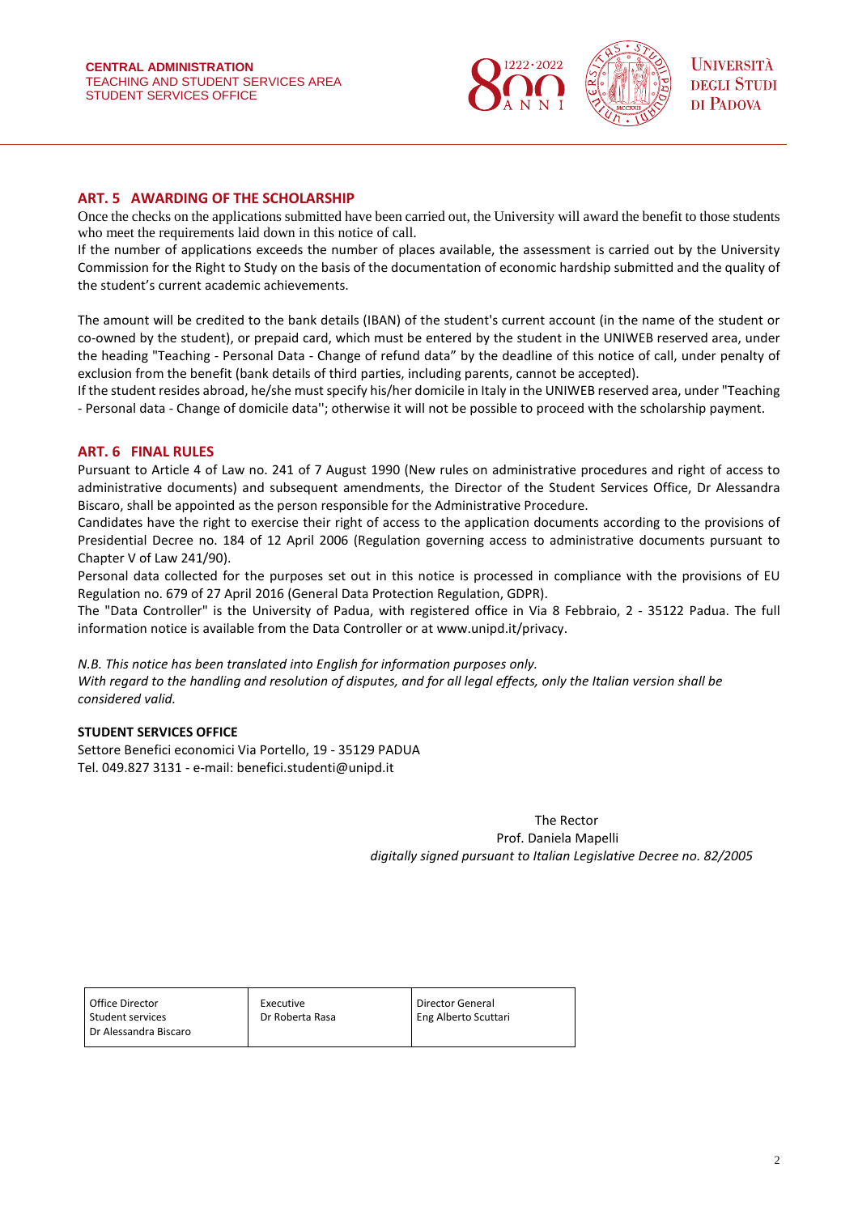## ART. 5 AWARDING OF THE SCHOLARSHIP

Once the checks on the applications submitted have been carried out, the University will award the benefit to those students who meet the requirements laid down in this notice of call.

If the number of applications exceeds the number of places available, the assessment is carried out by the University Commission for the Right to Study on the basis of the documentation of economic hardship submitted and the quality of the student's current academic achievements.

The amount will be credited to the bank details (IBAN) of the student's current account (in the name of the student or co-owned by the student), or prepaid card, which must be entered by the student in the UNIWEB reserved area, under the heading "Teaching - Personal Data - Change of refund data" by the deadline of this notice of call, under penalty of exclusion from the benefit (bank details of third parties, including parents, cannot be accepted).

If the student resides abroad, he/she must specify his/her domicile in Italy in the UNIWEB reserved area, under "Teaching - Personal data - Change of domicile data''; otherwise it will not be possible to proceed with the scholarship payment.

## ART. 6 FINAL RULES

Pursuant to Article 4 of Law no. 241 of 7 August 1990 (New rules on administrative procedures and right of access to administrative documents) and subsequent amendments, the Director of the Student Services Office, Dr Alessandra Biscaro, shall be appointed as the person responsible for the Administrative Procedure.

Candidates have the right to exercise their right of access to the application documents according to the provisions of Presidential Decree no. 184 of 12 April 2006 (Regulation governing access to administrative documents pursuant to Chapter V of Law 241/90).

Personal data collected for the purposes set out in this notice is processed in compliance with the provisions of EU Regulation no. 679 of 27 April 2016 (General Data Protection Regulation, GDPR).

The "Data Controller" is the University of Padua, with registered office in Via 8 Febbraio, 2 - 35122 Padua. The full information notice is available from the Data Controller or at www.unipd.it/privacy.

*N.B. This notice has been translated into English for information purposes only.*
*With regard to the handling and resolution of disputes, and for all legal effects, only the Italian version shall be considered valid.*

**STUDENT SERVICES OFFICE**
Settore Benefici economici Via Portello, 19 - 35129 PADUA
Tel. 049.827 3131 - e-mail: benefici.studenti@unipd.it

The Rector
Prof. Daniela Mapelli
*digitally signed pursuant to Italian Legislative Decree no. 82/2005*

| | | |
|---|---|---|
| Office Director<br>Student services<br>Dr Alessandra Biscaro | Executive<br>Dr Roberta Rasa | Director General<br>Eng Alberto Scuttari |